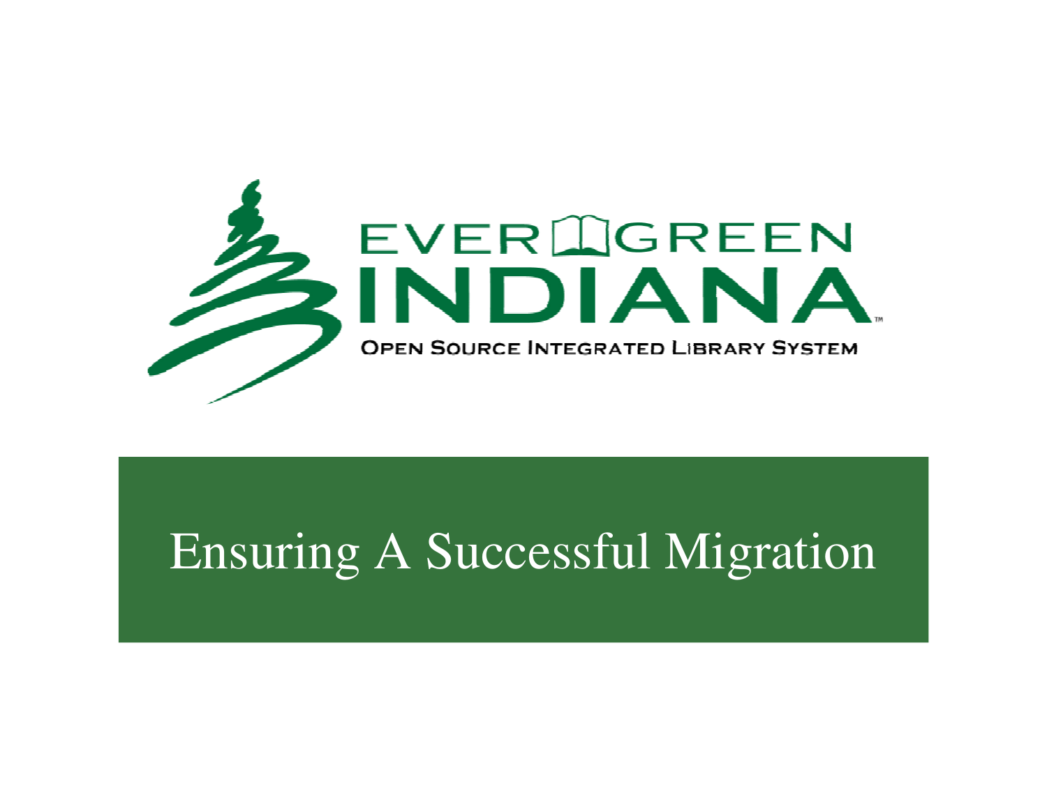EVERGREEN INDIANA

OPEN SOURCE INTEGRATED LIBRARY SYSTEM

# Ensuring A Successful Migration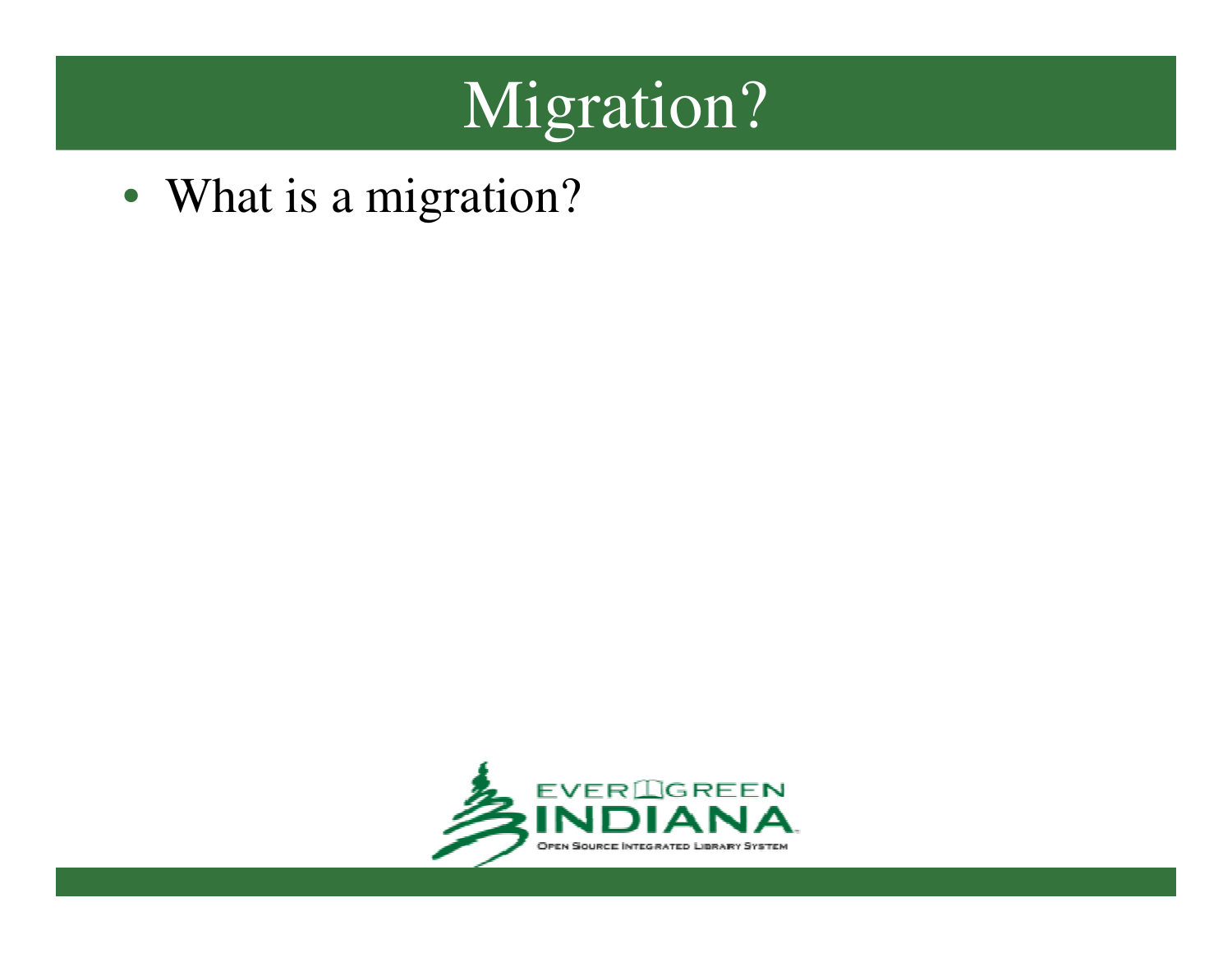# Migration?

- What is a migration?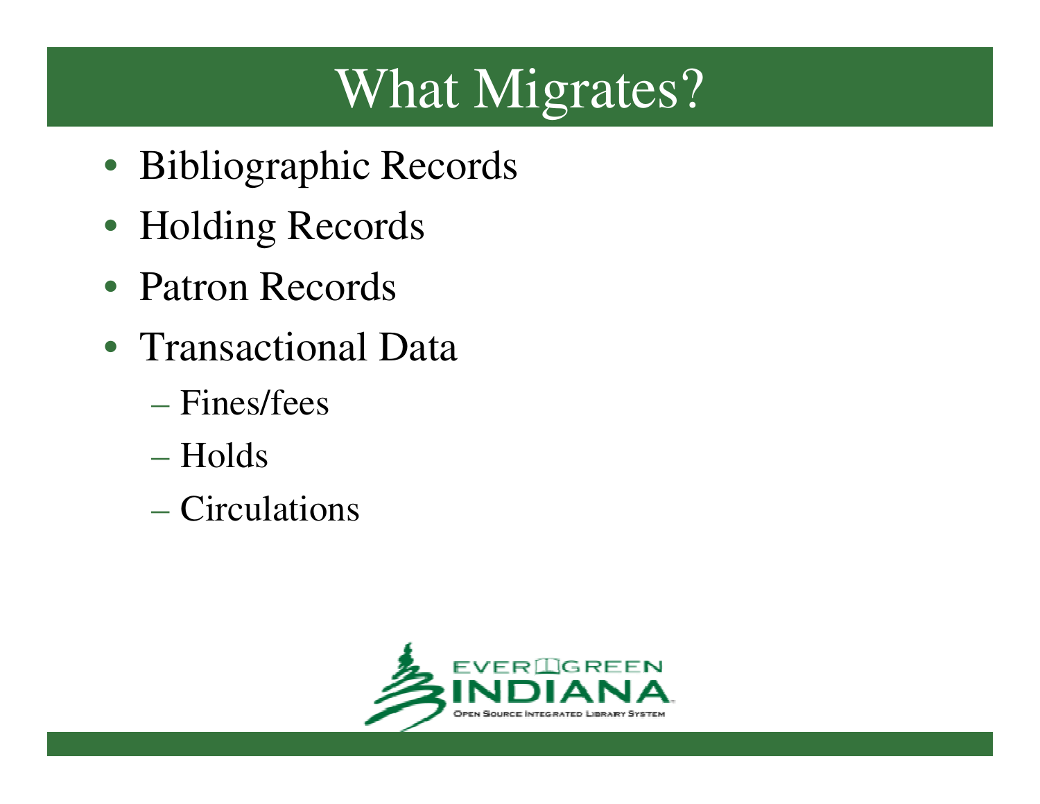# What Migrates?

- Bibliographic Records
- Holding Records
- Patron Records
- Transactional Data
  - Fines/fees
  - Holds
  - Circulations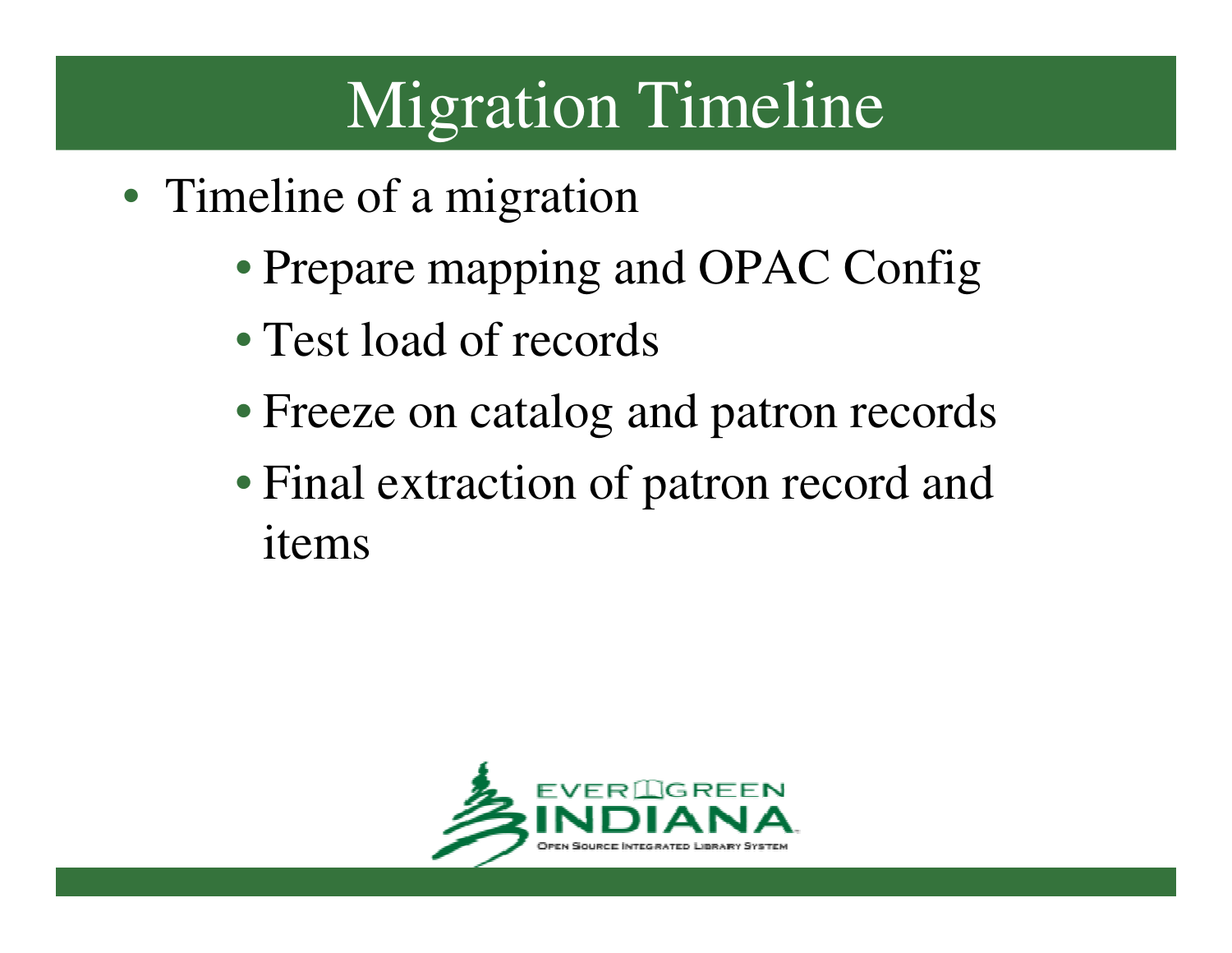# Migration Timeline

- Timeline of a migration
  - Prepare mapping and OPAC Config
  - Test load of records
  - Freeze on catalog and patron records
  - Final extraction of patron record and items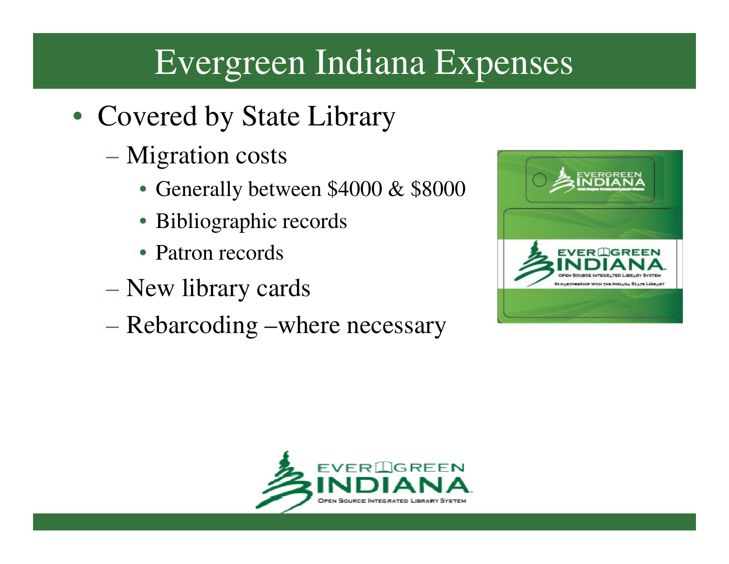# Evergreen Indiana Expenses

- Covered by State Library
  - Migration costs
    - Generally between $4000 & $8000
    - Bibliographic records
    - Patron records
  - New library cards
  - Rebarcoding –where necessary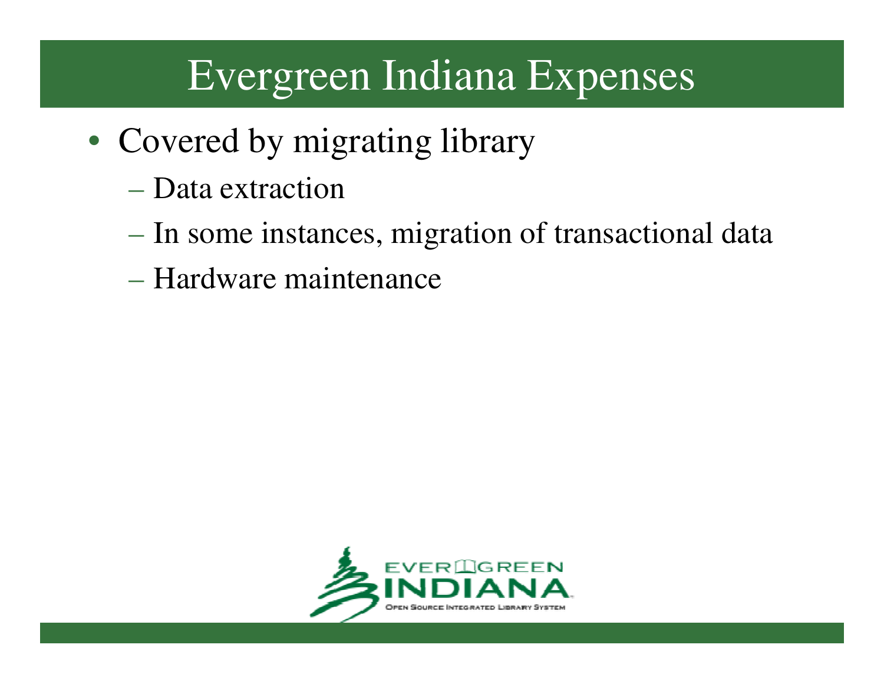# Evergreen Indiana Expenses

- Covered by migrating library
  - Data extraction
  - In some instances, migration of transactional data
  - Hardware maintenance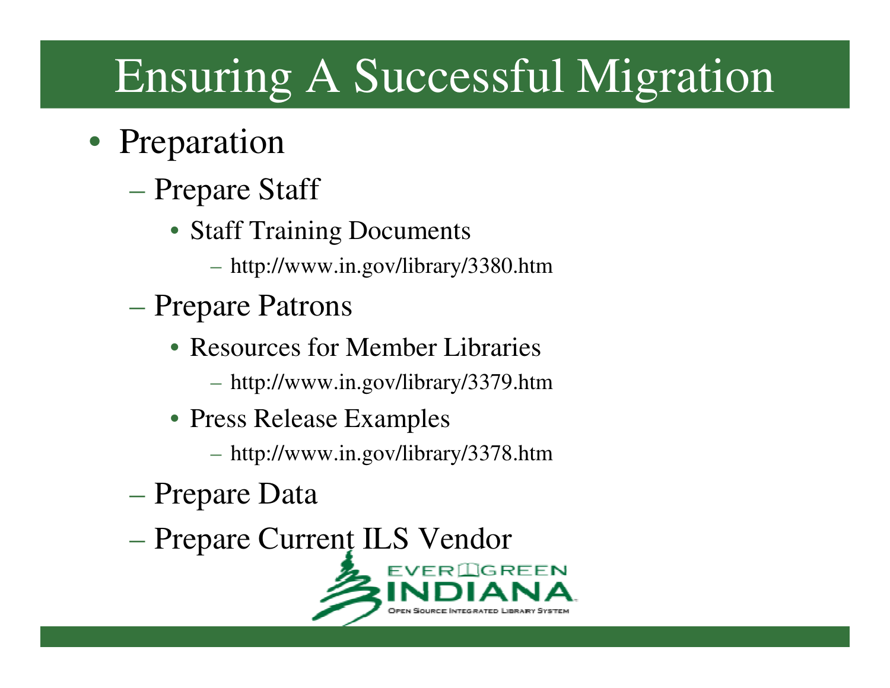# Ensuring A Successful Migration

- Preparation
  - Prepare Staff
    - Staff Training Documents
      - http://www.in.gov/library/3380.htm
  - Prepare Patrons
    - Resources for Member Libraries
      - http://www.in.gov/library/3379.htm
    - Press Release Examples
      - http://www.in.gov/library/3378.htm
  - Prepare Data
  - Prepare Current ILS Vendor

EVERGREEN INDIANA
Open Source Integrated Library System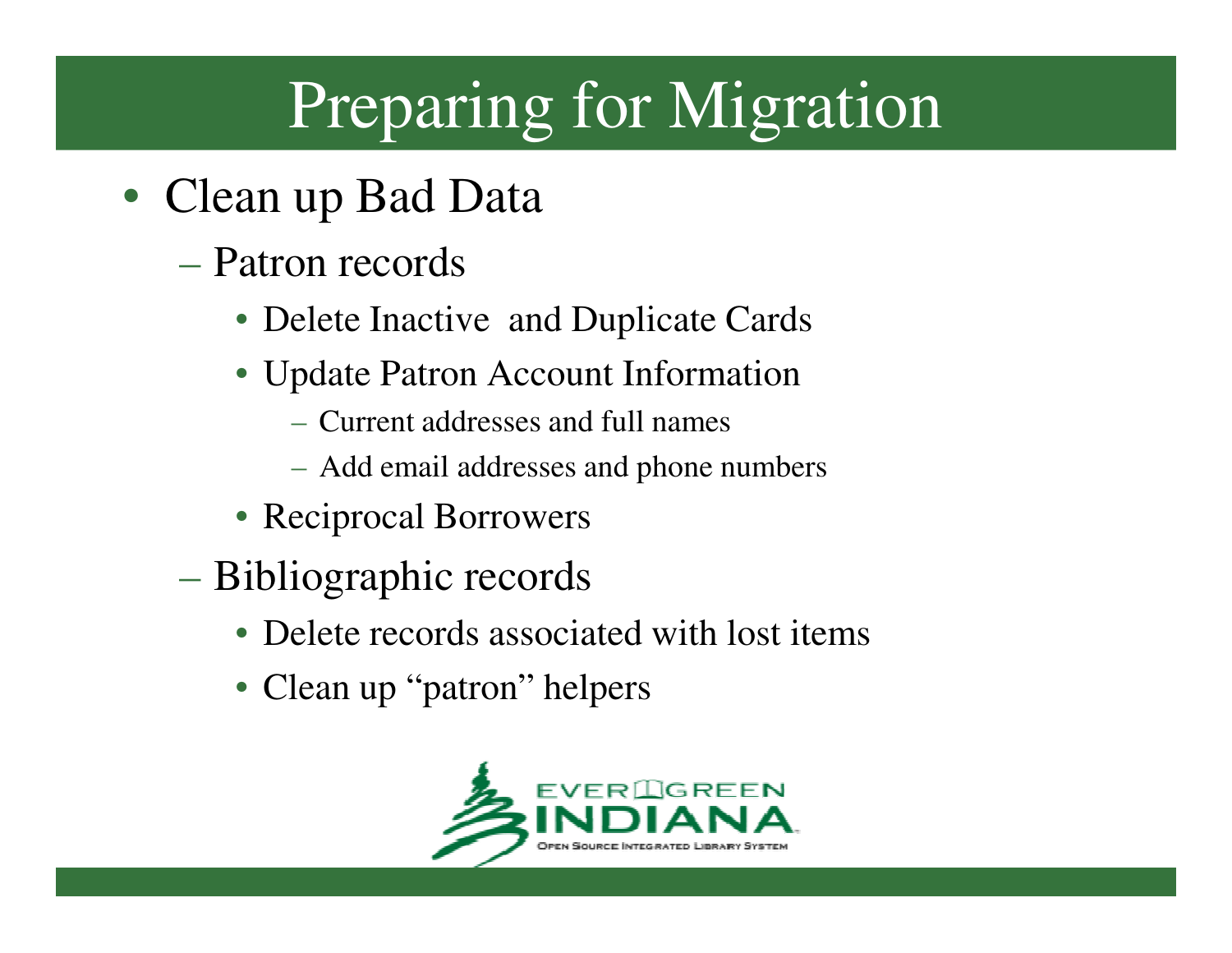# Preparing for Migration

- Clean up Bad Data
  - Patron records
    - Delete Inactive and Duplicate Cards
    - Update Patron Account Information
      - Current addresses and full names
      - Add email addresses and phone numbers
    - Reciprocal Borrowers
  - Bibliographic records
    - Delete records associated with lost items
    - Clean up "patron" helpers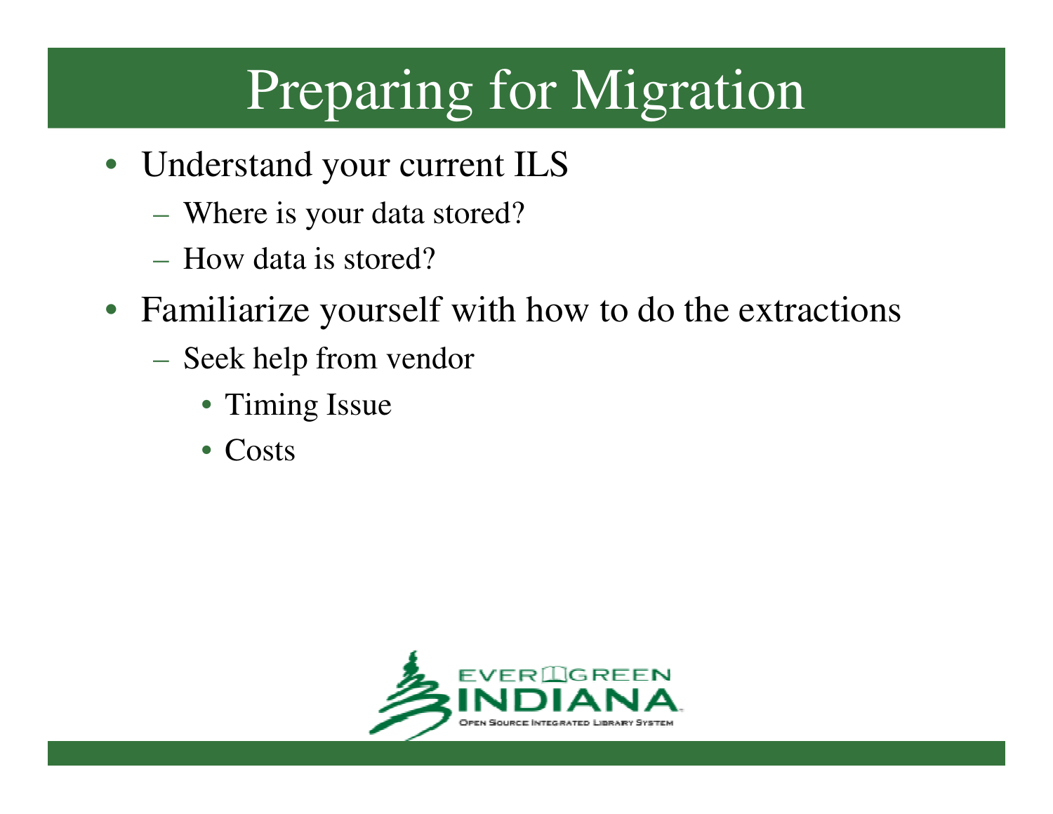# Preparing for Migration

- Understand your current ILS
  - Where is your data stored?
  - How data is stored?
- Familiarize yourself with how to do the extractions
  - Seek help from vendor
    - Timing Issue
    - Costs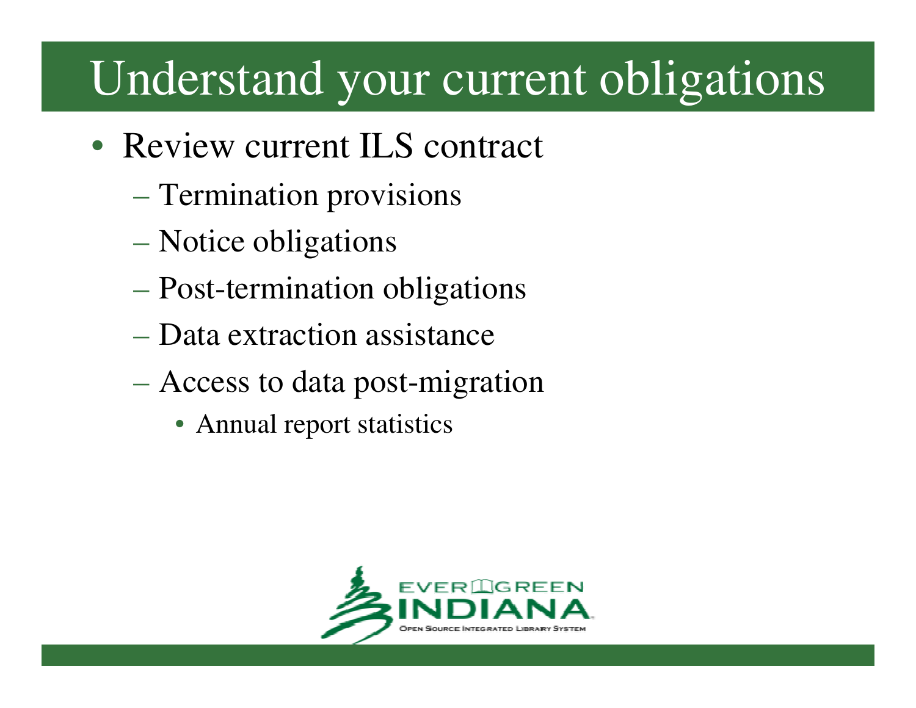# Understand your current obligations

- Review current ILS contract
  - Termination provisions
  - Notice obligations
  - Post-termination obligations
  - Data extraction assistance
  - Access to data post-migration
    - Annual report statistics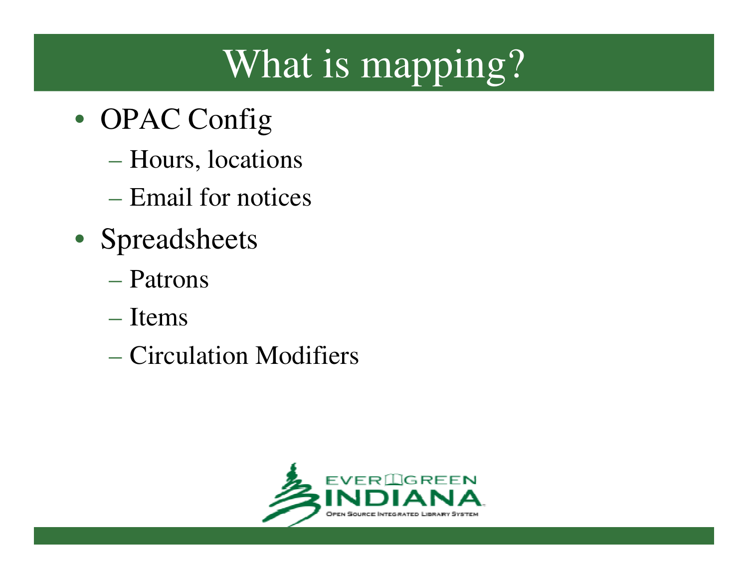# What is mapping?

- OPAC Config
  - Hours, locations
  - Email for notices
- Spreadsheets
  - Patrons
  - Items
  - Circulation Modifiers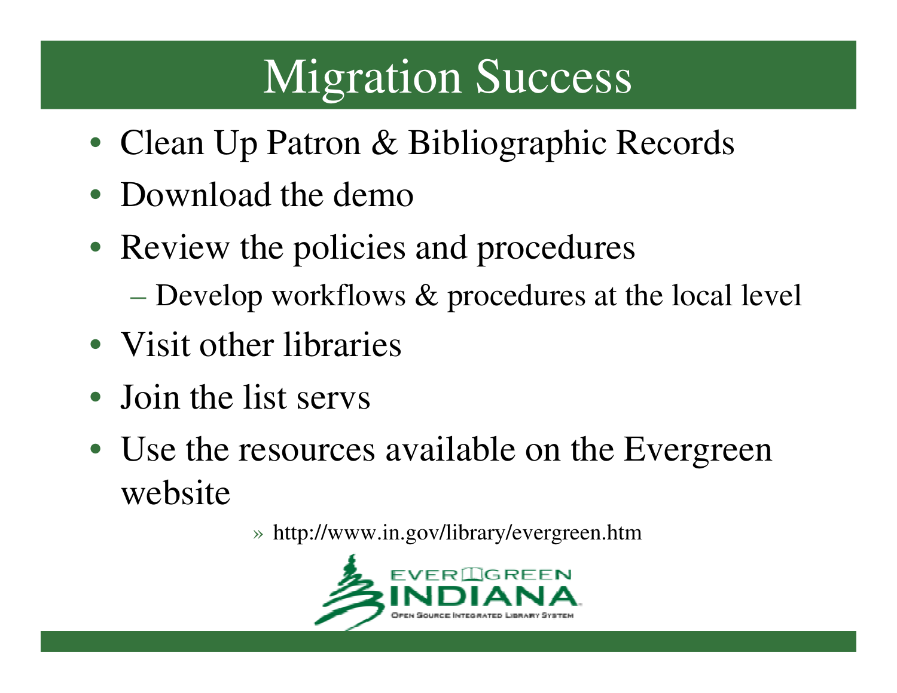# Migration Success

- Clean Up Patron & Bibliographic Records
- Download the demo
- Review the policies and procedures
  - Develop workflows & procedures at the local level
- Visit other libraries
- Join the list servs
- Use the resources available on the Evergreen website
  - » http://www.in.gov/library/evergreen.htm

EVERGREEN INDIANA
Open Source Integrated Library System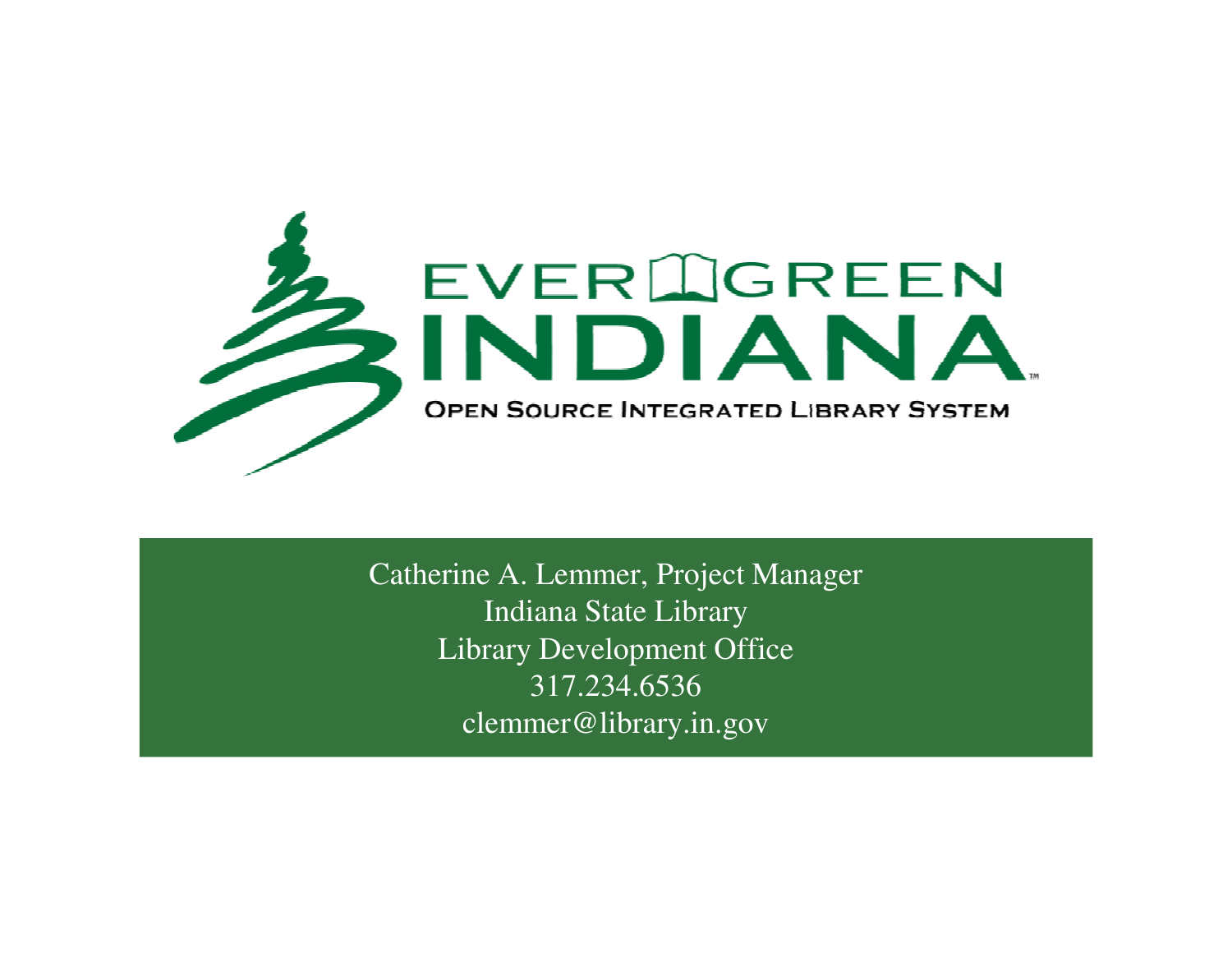EVERGREEN INDIANA

OPEN SOURCE INTEGRATED LIBRARY SYSTEM

Catherine A. Lemmer, Project Manager
Indiana State Library
Library Development Office
317.234.6536
clemmer@library.in.gov